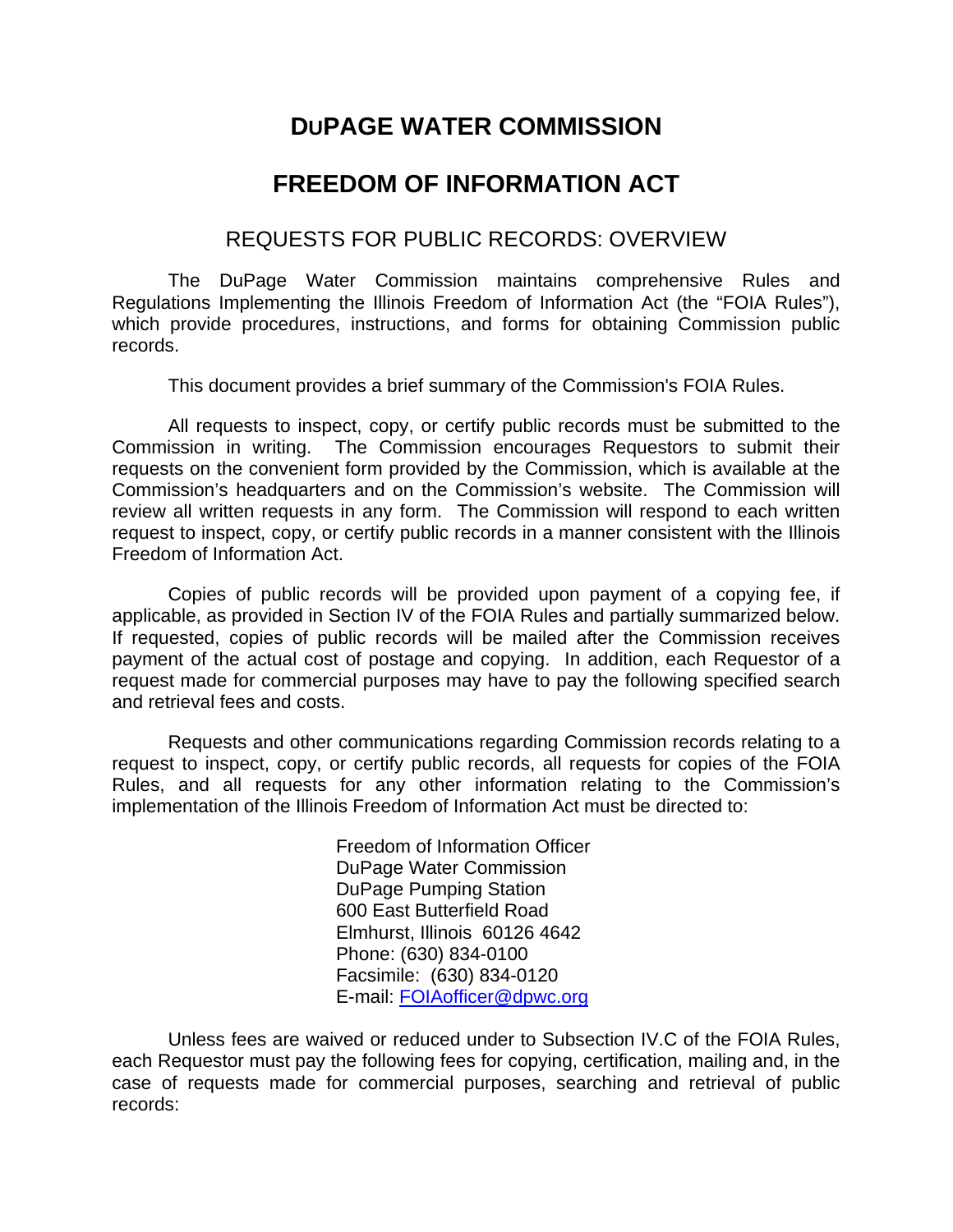# DuPAGE WATER COMMISSION

# FREEDOM OF INFORMATION ACT

## REQUESTS FOR PUBLIC RECORDS: OVERVIEW

The DuPage Water Commission maintains comprehensive Rules and Regulations Implementing the Illinois Freedom of Information Act (the "FOIA Rules"), which provide procedures, instructions, and forms for obtaining Commission public records.

This document provides a brief summary of the Commission's FOIA Rules.

All requests to inspect, copy, or certify public records must be submitted to the Commission in writing. The Commission encourages Requestors to submit their requests on the convenient form provided by the Commission, which is available at the Commission's headquarters and on the Commission's website. The Commission will review all written requests in any form. The Commission will respond to each written request to inspect, copy, or certify public records in a manner consistent with the Illinois Freedom of Information Act.

Copies of public records will be provided upon payment of a copying fee, if applicable, as provided in Section IV of the FOIA Rules and partially summarized below. If requested, copies of public records will be mailed after the Commission receives payment of the actual cost of postage and copying. In addition, each Requestor of a request made for commercial purposes may have to pay the following specified search and retrieval fees and costs.

Requests and other communications regarding Commission records relating to a request to inspect, copy, or certify public records, all requests for copies of the FOIA Rules, and all requests for any other information relating to the Commission's implementation of the Illinois Freedom of Information Act must be directed to:

Freedom of Information Officer
DuPage Water Commission
DuPage Pumping Station
600 East Butterfield Road
Elmhurst, Illinois 60126 4642
Phone: (630) 834-0100
Facsimile: (630) 834-0120
E-mail: FOIAofficer@dpwc.org

Unless fees are waived or reduced under to Subsection IV.C of the FOIA Rules, each Requestor must pay the following fees for copying, certification, mailing and, in the case of requests made for commercial purposes, searching and retrieval of public records: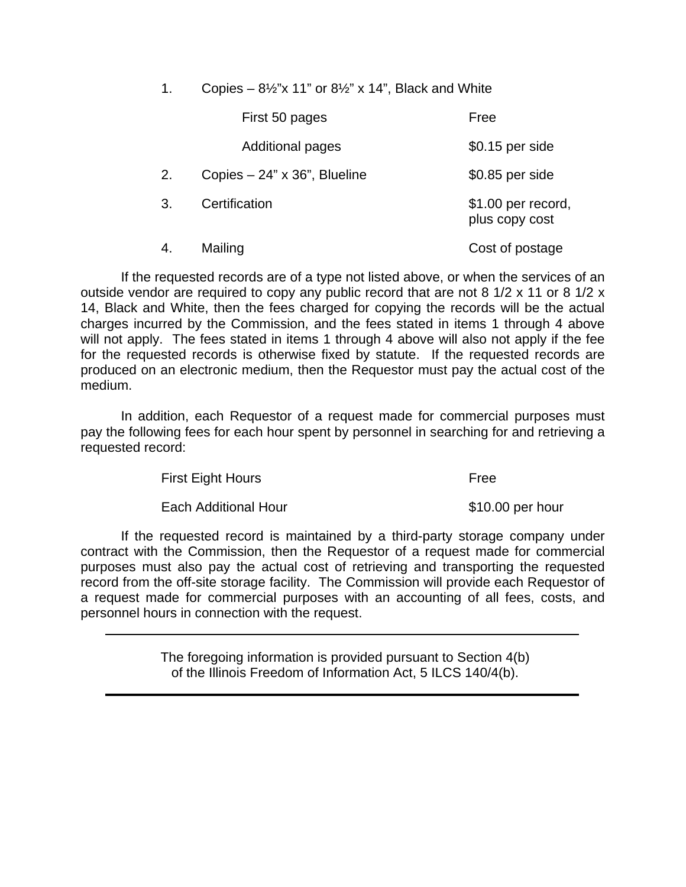| | | |
|---|---|---|
| 1. | Copies – 8½"x 11" or 8½" x 14", Black and White | |
| | First 50 pages | Free |
| | Additional pages | $0.15 per side |
| 2. | Copies – 24" x 36", Blueline | $0.85 per side |
| 3. | Certification | $1.00 per record, plus copy cost |
| 4. | Mailing | Cost of postage |

If the requested records are of a type not listed above, or when the services of an outside vendor are required to copy any public record that are not 8 1/2 x 11 or 8 1/2 x 14, Black and White, then the fees charged for copying the records will be the actual charges incurred by the Commission, and the fees stated in items 1 through 4 above will not apply. The fees stated in items 1 through 4 above will also not apply if the fee for the requested records is otherwise fixed by statute. If the requested records are produced on an electronic medium, then the Requestor must pay the actual cost of the medium.

In addition, each Requestor of a request made for commercial purposes must pay the following fees for each hour spent by personnel in searching for and retrieving a requested record:

| | |
|---|---|
| First Eight Hours | Free |
| Each Additional Hour | $10.00 per hour |

If the requested record is maintained by a third-party storage company under contract with the Commission, then the Requestor of a request made for commercial purposes must also pay the actual cost of retrieving and transporting the requested record from the off-site storage facility. The Commission will provide each Requestor of a request made for commercial purposes with an accounting of all fees, costs, and personnel hours in connection with the request.

---

The foregoing information is provided pursuant to Section 4(b) of the Illinois Freedom of Information Act, 5 ILCS 140/4(b).

---